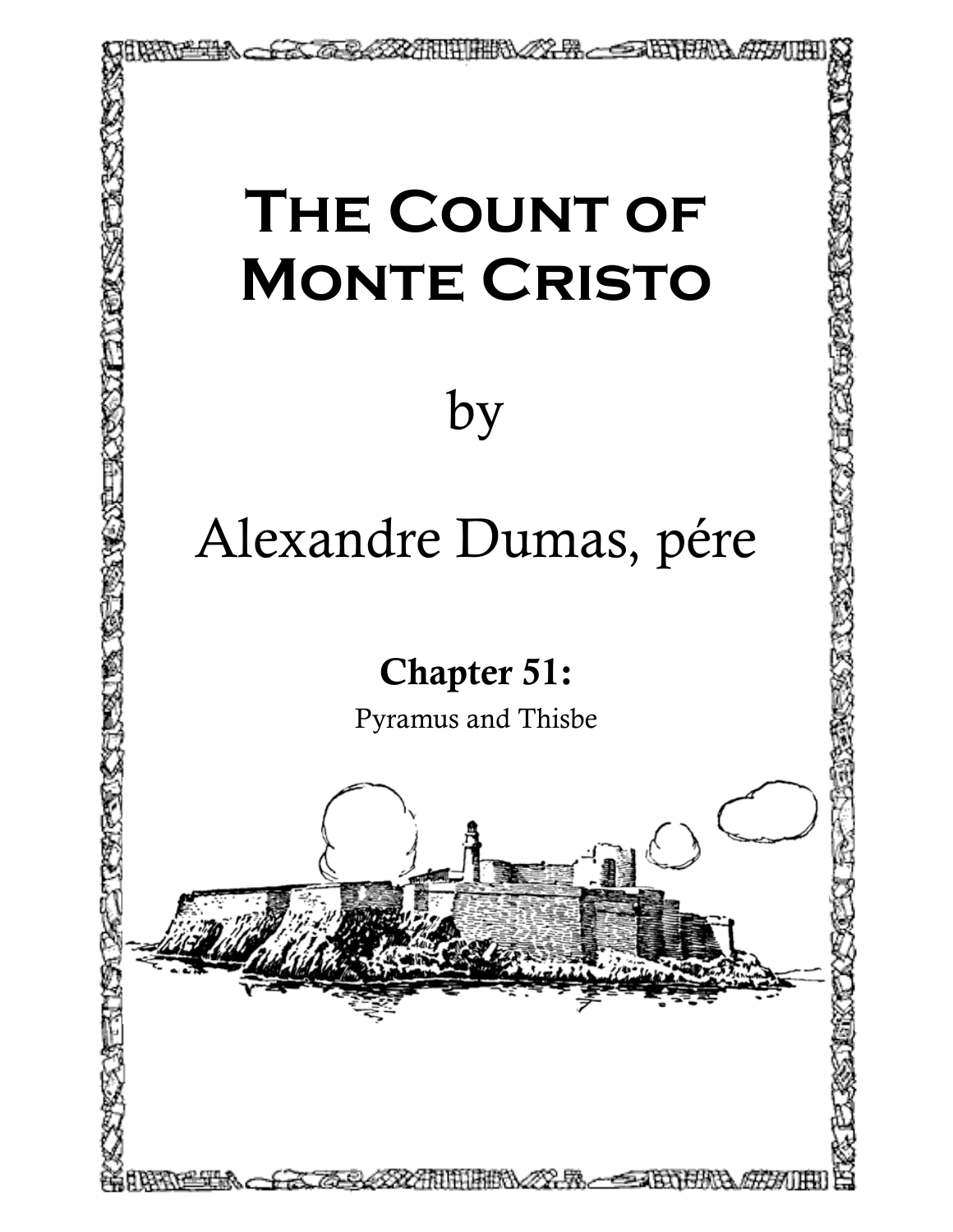# The Count of Monte Cristo

by

Alexandre Dumas, pére

## Chapter 51:

Pyramus and Thisbe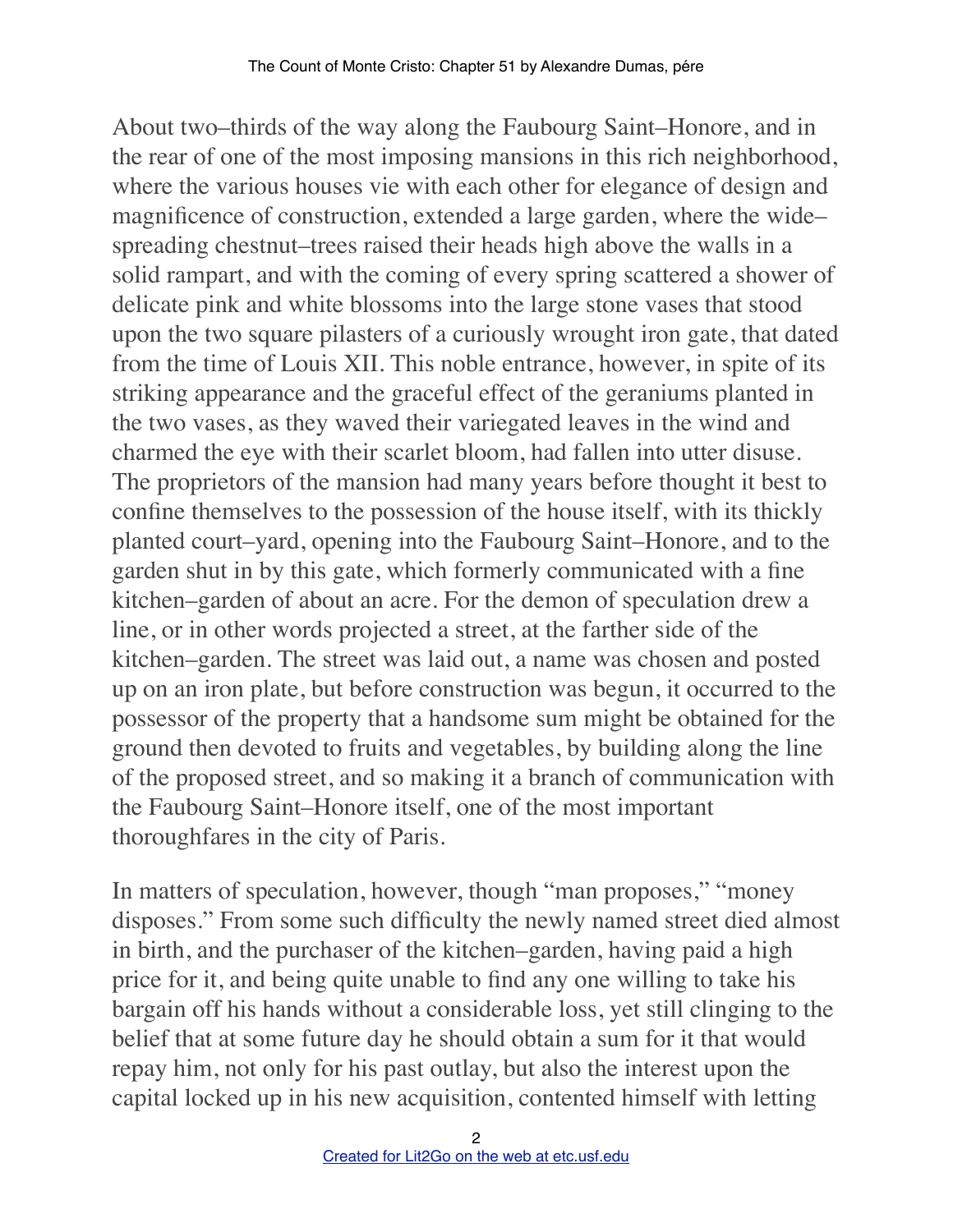About two–thirds of the way along the Faubourg Saint–Honore, and in the rear of one of the most imposing mansions in this rich neighborhood, where the various houses vie with each other for elegance of design and magnificence of construction, extended a large garden, where the wide–spreading chestnut–trees raised their heads high above the walls in a solid rampart, and with the coming of every spring scattered a shower of delicate pink and white blossoms into the large stone vases that stood upon the two square pilasters of a curiously wrought iron gate, that dated from the time of Louis XII. This noble entrance, however, in spite of its striking appearance and the graceful effect of the geraniums planted in the two vases, as they waved their variegated leaves in the wind and charmed the eye with their scarlet bloom, had fallen into utter disuse. The proprietors of the mansion had many years before thought it best to confine themselves to the possession of the house itself, with its thickly planted court–yard, opening into the Faubourg Saint–Honore, and to the garden shut in by this gate, which formerly communicated with a fine kitchen–garden of about an acre. For the demon of speculation drew a line, or in other words projected a street, at the farther side of the kitchen–garden. The street was laid out, a name was chosen and posted up on an iron plate, but before construction was begun, it occurred to the possessor of the property that a handsome sum might be obtained for the ground then devoted to fruits and vegetables, by building along the line of the proposed street, and so making it a branch of communication with the Faubourg Saint–Honore itself, one of the most important thoroughfares in the city of Paris.

In matters of speculation, however, though "man proposes," "money disposes." From some such difficulty the newly named street died almost in birth, and the purchaser of the kitchen–garden, having paid a high price for it, and being quite unable to find any one willing to take his bargain off his hands without a considerable loss, yet still clinging to the belief that at some future day he should obtain a sum for it that would repay him, not only for his past outlay, but also the interest upon the capital locked up in his new acquisition, contented himself with letting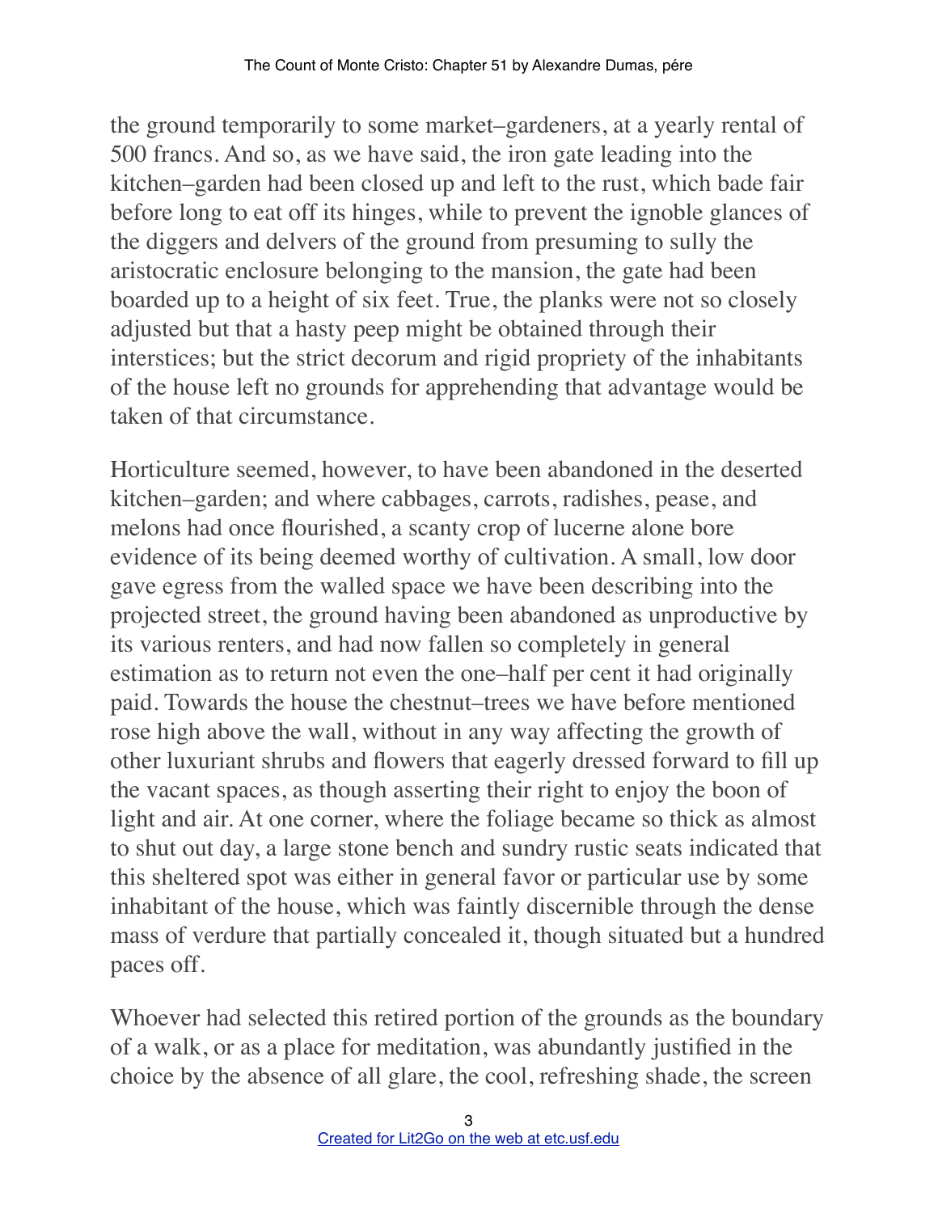the ground temporarily to some market–gardeners, at a yearly rental of 500 francs. And so, as we have said, the iron gate leading into the kitchen–garden had been closed up and left to the rust, which bade fair before long to eat off its hinges, while to prevent the ignoble glances of the diggers and delvers of the ground from presuming to sully the aristocratic enclosure belonging to the mansion, the gate had been boarded up to a height of six feet. True, the planks were not so closely adjusted but that a hasty peep might be obtained through their interstices; but the strict decorum and rigid propriety of the inhabitants of the house left no grounds for apprehending that advantage would be taken of that circumstance.

Horticulture seemed, however, to have been abandoned in the deserted kitchen–garden; and where cabbages, carrots, radishes, pease, and melons had once flourished, a scanty crop of lucerne alone bore evidence of its being deemed worthy of cultivation. A small, low door gave egress from the walled space we have been describing into the projected street, the ground having been abandoned as unproductive by its various renters, and had now fallen so completely in general estimation as to return not even the one–half per cent it had originally paid. Towards the house the chestnut–trees we have before mentioned rose high above the wall, without in any way affecting the growth of other luxuriant shrubs and flowers that eagerly dressed forward to fill up the vacant spaces, as though asserting their right to enjoy the boon of light and air. At one corner, where the foliage became so thick as almost to shut out day, a large stone bench and sundry rustic seats indicated that this sheltered spot was either in general favor or particular use by some inhabitant of the house, which was faintly discernible through the dense mass of verdure that partially concealed it, though situated but a hundred paces off.

Whoever had selected this retired portion of the grounds as the boundary of a walk, or as a place for meditation, was abundantly justified in the choice by the absence of all glare, the cool, refreshing shade, the screen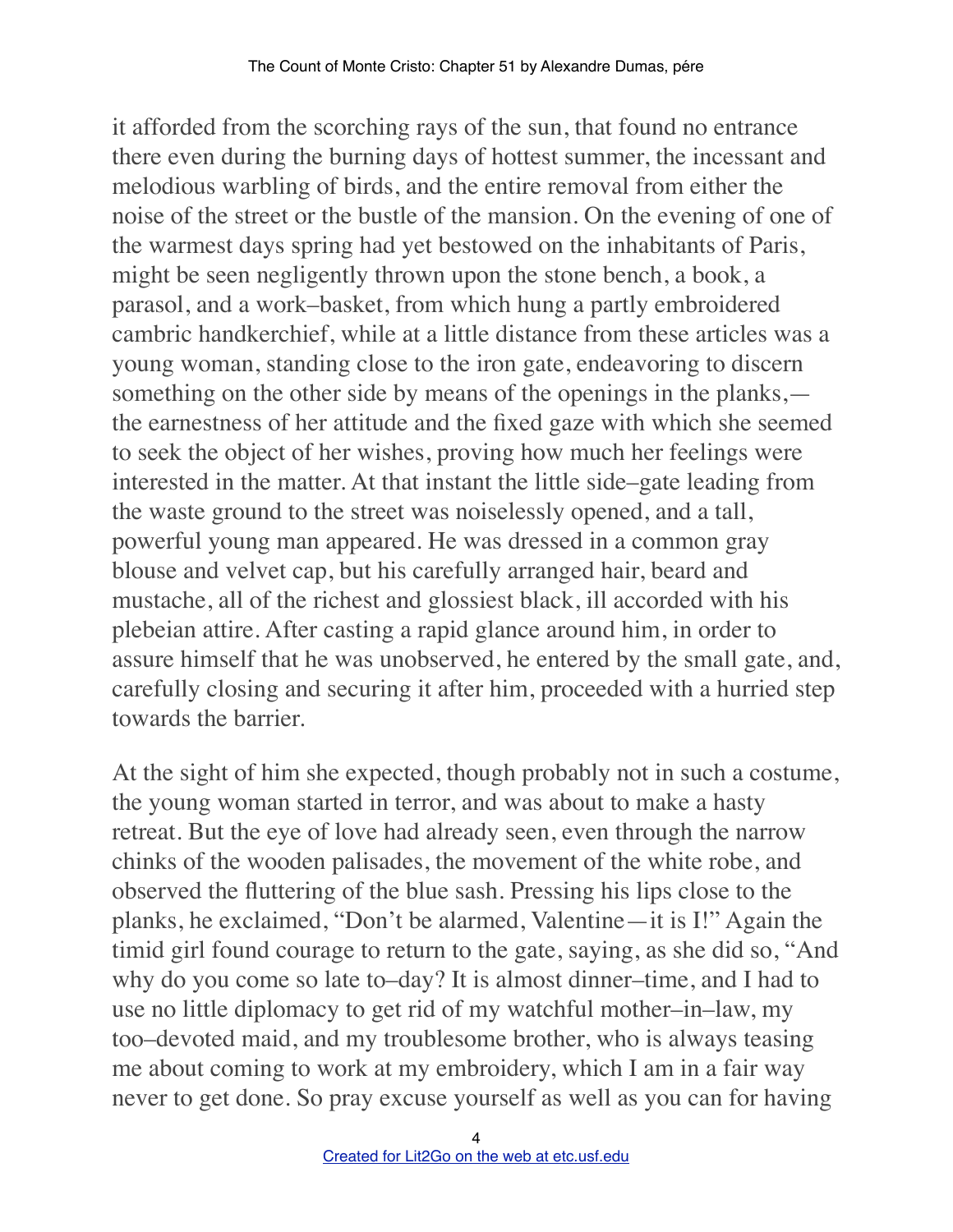it afforded from the scorching rays of the sun, that found no entrance there even during the burning days of hottest summer, the incessant and melodious warbling of birds, and the entire removal from either the noise of the street or the bustle of the mansion. On the evening of one of the warmest days spring had yet bestowed on the inhabitants of Paris, might be seen negligently thrown upon the stone bench, a book, a parasol, and a work–basket, from which hung a partly embroidered cambric handkerchief, while at a little distance from these articles was a young woman, standing close to the iron gate, endeavoring to discern something on the other side by means of the openings in the planks,—the earnestness of her attitude and the fixed gaze with which she seemed to seek the object of her wishes, proving how much her feelings were interested in the matter. At that instant the little side–gate leading from the waste ground to the street was noiselessly opened, and a tall, powerful young man appeared. He was dressed in a common gray blouse and velvet cap, but his carefully arranged hair, beard and mustache, all of the richest and glossiest black, ill accorded with his plebeian attire. After casting a rapid glance around him, in order to assure himself that he was unobserved, he entered by the small gate, and, carefully closing and securing it after him, proceeded with a hurried step towards the barrier.

At the sight of him she expected, though probably not in such a costume, the young woman started in terror, and was about to make a hasty retreat. But the eye of love had already seen, even through the narrow chinks of the wooden palisades, the movement of the white robe, and observed the fluttering of the blue sash. Pressing his lips close to the planks, he exclaimed, "Don't be alarmed, Valentine—it is I!" Again the timid girl found courage to return to the gate, saying, as she did so, "And why do you come so late to–day? It is almost dinner–time, and I had to use no little diplomacy to get rid of my watchful mother–in–law, my too–devoted maid, and my troublesome brother, who is always teasing me about coming to work at my embroidery, which I am in a fair way never to get done. So pray excuse yourself as well as you can for having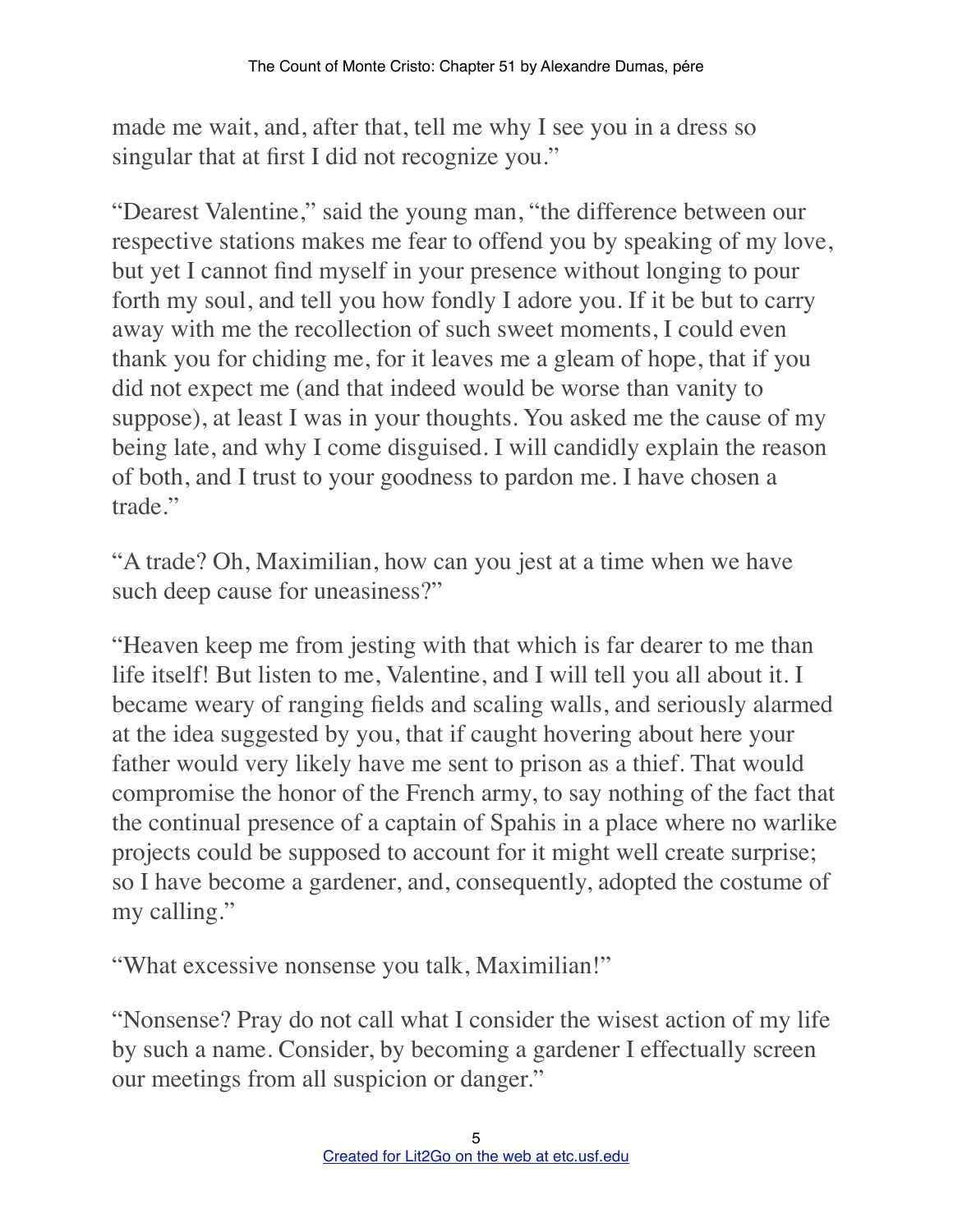made me wait, and, after that, tell me why I see you in a dress so singular that at first I did not recognize you."

"Dearest Valentine," said the young man, "the difference between our respective stations makes me fear to offend you by speaking of my love, but yet I cannot find myself in your presence without longing to pour forth my soul, and tell you how fondly I adore you. If it be but to carry away with me the recollection of such sweet moments, I could even thank you for chiding me, for it leaves me a gleam of hope, that if you did not expect me (and that indeed would be worse than vanity to suppose), at least I was in your thoughts. You asked me the cause of my being late, and why I come disguised. I will candidly explain the reason of both, and I trust to your goodness to pardon me. I have chosen a trade."

"A trade? Oh, Maximilian, how can you jest at a time when we have such deep cause for uneasiness?"

"Heaven keep me from jesting with that which is far dearer to me than life itself! But listen to me, Valentine, and I will tell you all about it. I became weary of ranging fields and scaling walls, and seriously alarmed at the idea suggested by you, that if caught hovering about here your father would very likely have me sent to prison as a thief. That would compromise the honor of the French army, to say nothing of the fact that the continual presence of a captain of Spahis in a place where no warlike projects could be supposed to account for it might well create surprise; so I have become a gardener, and, consequently, adopted the costume of my calling."

"What excessive nonsense you talk, Maximilian!"

"Nonsense? Pray do not call what I consider the wisest action of my life by such a name. Consider, by becoming a gardener I effectually screen our meetings from all suspicion or danger."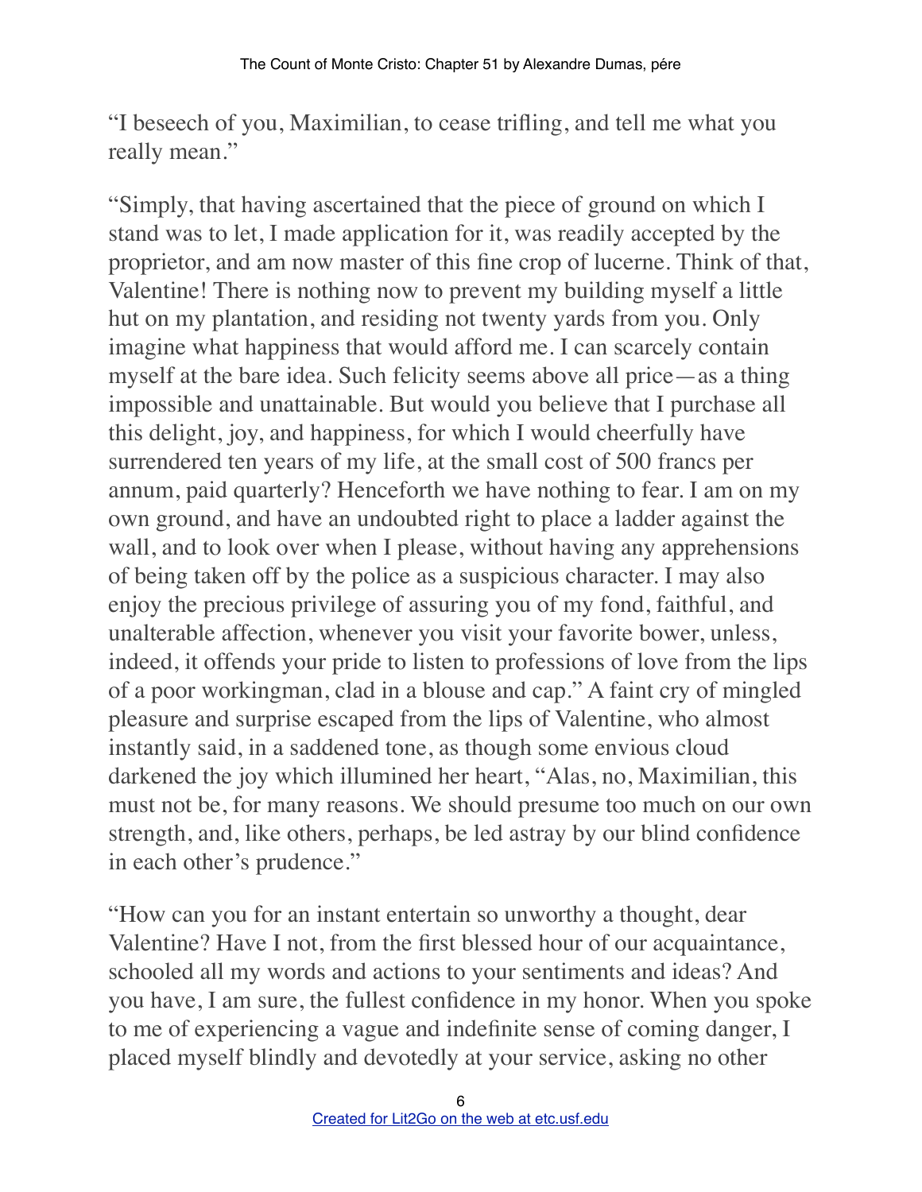"I beseech of you, Maximilian, to cease trifling, and tell me what you really mean."

"Simply, that having ascertained that the piece of ground on which I stand was to let, I made application for it, was readily accepted by the proprietor, and am now master of this fine crop of lucerne. Think of that, Valentine! There is nothing now to prevent my building myself a little hut on my plantation, and residing not twenty yards from you. Only imagine what happiness that would afford me. I can scarcely contain myself at the bare idea. Such felicity seems above all price—as a thing impossible and unattainable. But would you believe that I purchase all this delight, joy, and happiness, for which I would cheerfully have surrendered ten years of my life, at the small cost of 500 francs per annum, paid quarterly? Henceforth we have nothing to fear. I am on my own ground, and have an undoubted right to place a ladder against the wall, and to look over when I please, without having any apprehensions of being taken off by the police as a suspicious character. I may also enjoy the precious privilege of assuring you of my fond, faithful, and unalterable affection, whenever you visit your favorite bower, unless, indeed, it offends your pride to listen to professions of love from the lips of a poor workingman, clad in a blouse and cap." A faint cry of mingled pleasure and surprise escaped from the lips of Valentine, who almost instantly said, in a saddened tone, as though some envious cloud darkened the joy which illumined her heart, "Alas, no, Maximilian, this must not be, for many reasons. We should presume too much on our own strength, and, like others, perhaps, be led astray by our blind confidence in each other's prudence."

"How can you for an instant entertain so unworthy a thought, dear Valentine? Have I not, from the first blessed hour of our acquaintance, schooled all my words and actions to your sentiments and ideas? And you have, I am sure, the fullest confidence in my honor. When you spoke to me of experiencing a vague and indefinite sense of coming danger, I placed myself blindly and devotedly at your service, asking no other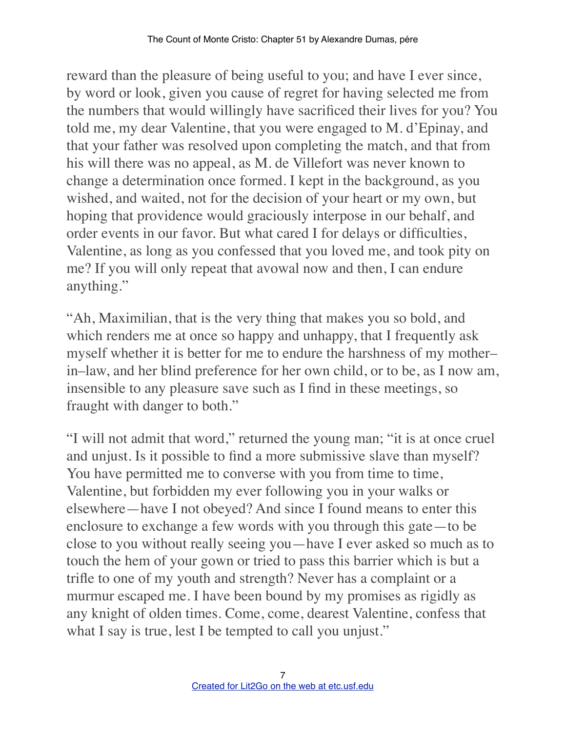reward than the pleasure of being useful to you; and have I ever since, by word or look, given you cause of regret for having selected me from the numbers that would willingly have sacrificed their lives for you? You told me, my dear Valentine, that you were engaged to M. d'Epinay, and that your father was resolved upon completing the match, and that from his will there was no appeal, as M. de Villefort was never known to change a determination once formed. I kept in the background, as you wished, and waited, not for the decision of your heart or my own, but hoping that providence would graciously interpose in our behalf, and order events in our favor. But what cared I for delays or difficulties, Valentine, as long as you confessed that you loved me, and took pity on me? If you will only repeat that avowal now and then, I can endure anything."

"Ah, Maximilian, that is the very thing that makes you so bold, and which renders me at once so happy and unhappy, that I frequently ask myself whether it is better for me to endure the harshness of my mother–in–law, and her blind preference for her own child, or to be, as I now am, insensible to any pleasure save such as I find in these meetings, so fraught with danger to both."

"I will not admit that word," returned the young man; "it is at once cruel and unjust. Is it possible to find a more submissive slave than myself? You have permitted me to converse with you from time to time, Valentine, but forbidden my ever following you in your walks or elsewhere—have I not obeyed? And since I found means to enter this enclosure to exchange a few words with you through this gate—to be close to you without really seeing you—have I ever asked so much as to touch the hem of your gown or tried to pass this barrier which is but a trifle to one of my youth and strength? Never has a complaint or a murmur escaped me. I have been bound by my promises as rigidly as any knight of olden times. Come, come, dearest Valentine, confess that what I say is true, lest I be tempted to call you unjust."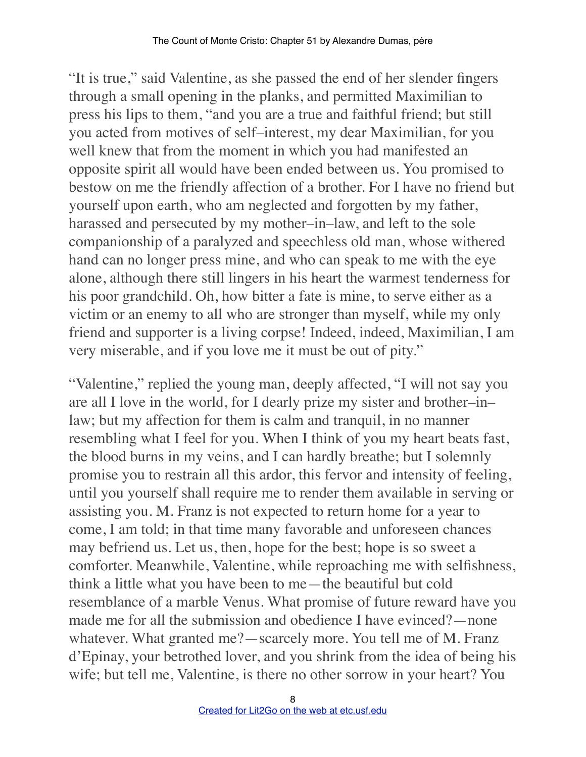"It is true," said Valentine, as she passed the end of her slender fingers through a small opening in the planks, and permitted Maximilian to press his lips to them, "and you are a true and faithful friend; but still you acted from motives of self–interest, my dear Maximilian, for you well knew that from the moment in which you had manifested an opposite spirit all would have been ended between us. You promised to bestow on me the friendly affection of a brother. For I have no friend but yourself upon earth, who am neglected and forgotten by my father, harassed and persecuted by my mother–in–law, and left to the sole companionship of a paralyzed and speechless old man, whose withered hand can no longer press mine, and who can speak to me with the eye alone, although there still lingers in his heart the warmest tenderness for his poor grandchild. Oh, how bitter a fate is mine, to serve either as a victim or an enemy to all who are stronger than myself, while my only friend and supporter is a living corpse! Indeed, indeed, Maximilian, I am very miserable, and if you love me it must be out of pity."

"Valentine," replied the young man, deeply affected, "I will not say you are all I love in the world, for I dearly prize my sister and brother–in–law; but my affection for them is calm and tranquil, in no manner resembling what I feel for you. When I think of you my heart beats fast, the blood burns in my veins, and I can hardly breathe; but I solemnly promise you to restrain all this ardor, this fervor and intensity of feeling, until you yourself shall require me to render them available in serving or assisting you. M. Franz is not expected to return home for a year to come, I am told; in that time many favorable and unforeseen chances may befriend us. Let us, then, hope for the best; hope is so sweet a comforter. Meanwhile, Valentine, while reproaching me with selfishness, think a little what you have been to me—the beautiful but cold resemblance of a marble Venus. What promise of future reward have you made me for all the submission and obedience I have evinced?—none whatever. What granted me?—scarcely more. You tell me of M. Franz d'Epinay, your betrothed lover, and you shrink from the idea of being his wife; but tell me, Valentine, is there no other sorrow in your heart? You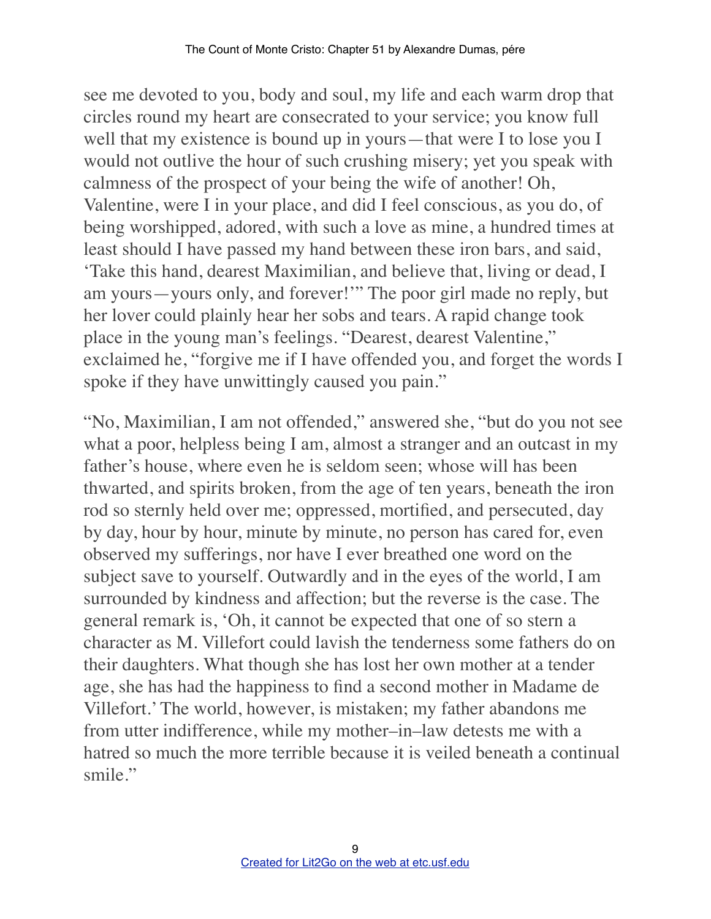see me devoted to you, body and soul, my life and each warm drop that circles round my heart are consecrated to your service; you know full well that my existence is bound up in yours—that were I to lose you I would not outlive the hour of such crushing misery; yet you speak with calmness of the prospect of your being the wife of another! Oh, Valentine, were I in your place, and did I feel conscious, as you do, of being worshipped, adored, with such a love as mine, a hundred times at least should I have passed my hand between these iron bars, and said, 'Take this hand, dearest Maximilian, and believe that, living or dead, I am yours—yours only, and forever!'" The poor girl made no reply, but her lover could plainly hear her sobs and tears. A rapid change took place in the young man's feelings. "Dearest, dearest Valentine," exclaimed he, "forgive me if I have offended you, and forget the words I spoke if they have unwittingly caused you pain."

"No, Maximilian, I am not offended," answered she, "but do you not see what a poor, helpless being I am, almost a stranger and an outcast in my father's house, where even he is seldom seen; whose will has been thwarted, and spirits broken, from the age of ten years, beneath the iron rod so sternly held over me; oppressed, mortified, and persecuted, day by day, hour by hour, minute by minute, no person has cared for, even observed my sufferings, nor have I ever breathed one word on the subject save to yourself. Outwardly and in the eyes of the world, I am surrounded by kindness and affection; but the reverse is the case. The general remark is, 'Oh, it cannot be expected that one of so stern a character as M. Villefort could lavish the tenderness some fathers do on their daughters. What though she has lost her own mother at a tender age, she has had the happiness to find a second mother in Madame de Villefort.' The world, however, is mistaken; my father abandons me from utter indifference, while my mother–in–law detests me with a hatred so much the more terrible because it is veiled beneath a continual smile."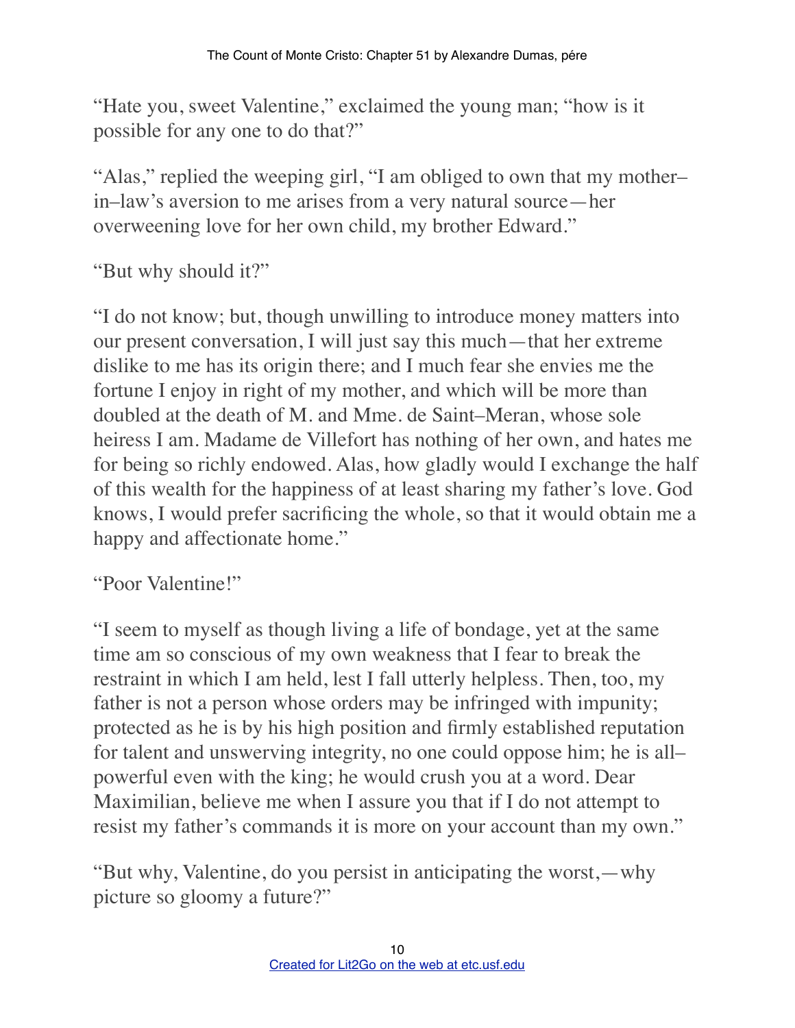"Hate you, sweet Valentine," exclaimed the young man; "how is it possible for any one to do that?"

"Alas," replied the weeping girl, "I am obliged to own that my mother–in–law's aversion to me arises from a very natural source—her overweening love for her own child, my brother Edward."

"But why should it?"

"I do not know; but, though unwilling to introduce money matters into our present conversation, I will just say this much—that her extreme dislike to me has its origin there; and I much fear she envies me the fortune I enjoy in right of my mother, and which will be more than doubled at the death of M. and Mme. de Saint–Meran, whose sole heiress I am. Madame de Villefort has nothing of her own, and hates me for being so richly endowed. Alas, how gladly would I exchange the half of this wealth for the happiness of at least sharing my father's love. God knows, I would prefer sacrificing the whole, so that it would obtain me a happy and affectionate home."

"Poor Valentine!"

"I seem to myself as though living a life of bondage, yet at the same time am so conscious of my own weakness that I fear to break the restraint in which I am held, lest I fall utterly helpless. Then, too, my father is not a person whose orders may be infringed with impunity; protected as he is by his high position and firmly established reputation for talent and unswerving integrity, no one could oppose him; he is all–powerful even with the king; he would crush you at a word. Dear Maximilian, believe me when I assure you that if I do not attempt to resist my father's commands it is more on your account than my own."

"But why, Valentine, do you persist in anticipating the worst,—why picture so gloomy a future?"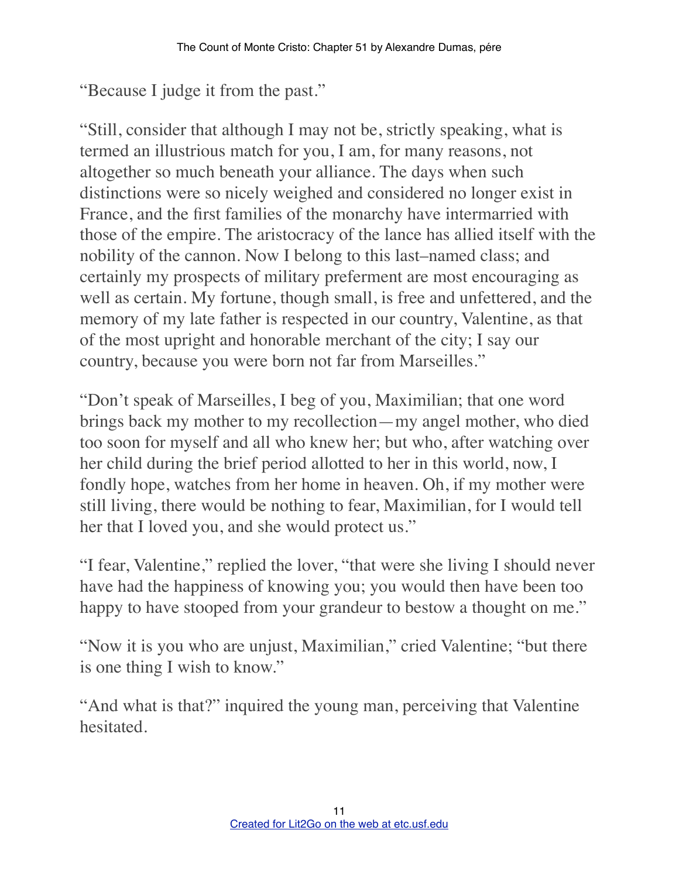"Because I judge it from the past."

"Still, consider that although I may not be, strictly speaking, what is termed an illustrious match for you, I am, for many reasons, not altogether so much beneath your alliance. The days when such distinctions were so nicely weighed and considered no longer exist in France, and the first families of the monarchy have intermarried with those of the empire. The aristocracy of the lance has allied itself with the nobility of the cannon. Now I belong to this last–named class; and certainly my prospects of military preferment are most encouraging as well as certain. My fortune, though small, is free and unfettered, and the memory of my late father is respected in our country, Valentine, as that of the most upright and honorable merchant of the city; I say our country, because you were born not far from Marseilles."

"Don't speak of Marseilles, I beg of you, Maximilian; that one word brings back my mother to my recollection—my angel mother, who died too soon for myself and all who knew her; but who, after watching over her child during the brief period allotted to her in this world, now, I fondly hope, watches from her home in heaven. Oh, if my mother were still living, there would be nothing to fear, Maximilian, for I would tell her that I loved you, and she would protect us."

"I fear, Valentine," replied the lover, "that were she living I should never have had the happiness of knowing you; you would then have been too happy to have stooped from your grandeur to bestow a thought on me."

"Now it is you who are unjust, Maximilian," cried Valentine; "but there is one thing I wish to know."

"And what is that?" inquired the young man, perceiving that Valentine hesitated.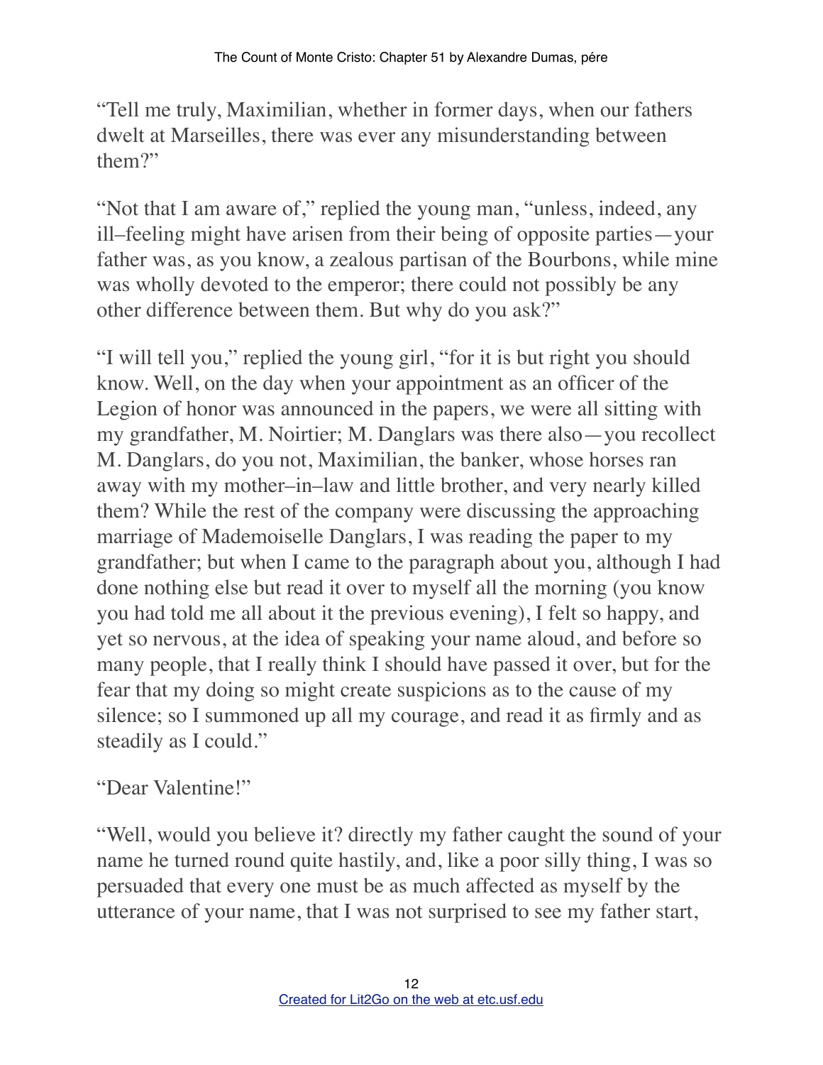"Tell me truly, Maximilian, whether in former days, when our fathers dwelt at Marseilles, there was ever any misunderstanding between them?"

"Not that I am aware of," replied the young man, "unless, indeed, any ill–feeling might have arisen from their being of opposite parties—your father was, as you know, a zealous partisan of the Bourbons, while mine was wholly devoted to the emperor; there could not possibly be any other difference between them. But why do you ask?"

"I will tell you," replied the young girl, "for it is but right you should know. Well, on the day when your appointment as an officer of the Legion of honor was announced in the papers, we were all sitting with my grandfather, M. Noirtier; M. Danglars was there also—you recollect M. Danglars, do you not, Maximilian, the banker, whose horses ran away with my mother–in–law and little brother, and very nearly killed them? While the rest of the company were discussing the approaching marriage of Mademoiselle Danglars, I was reading the paper to my grandfather; but when I came to the paragraph about you, although I had done nothing else but read it over to myself all the morning (you know you had told me all about it the previous evening), I felt so happy, and yet so nervous, at the idea of speaking your name aloud, and before so many people, that I really think I should have passed it over, but for the fear that my doing so might create suspicions as to the cause of my silence; so I summoned up all my courage, and read it as firmly and as steadily as I could."

"Dear Valentine!"

"Well, would you believe it? directly my father caught the sound of your name he turned round quite hastily, and, like a poor silly thing, I was so persuaded that every one must be as much affected as myself by the utterance of your name, that I was not surprised to see my father start,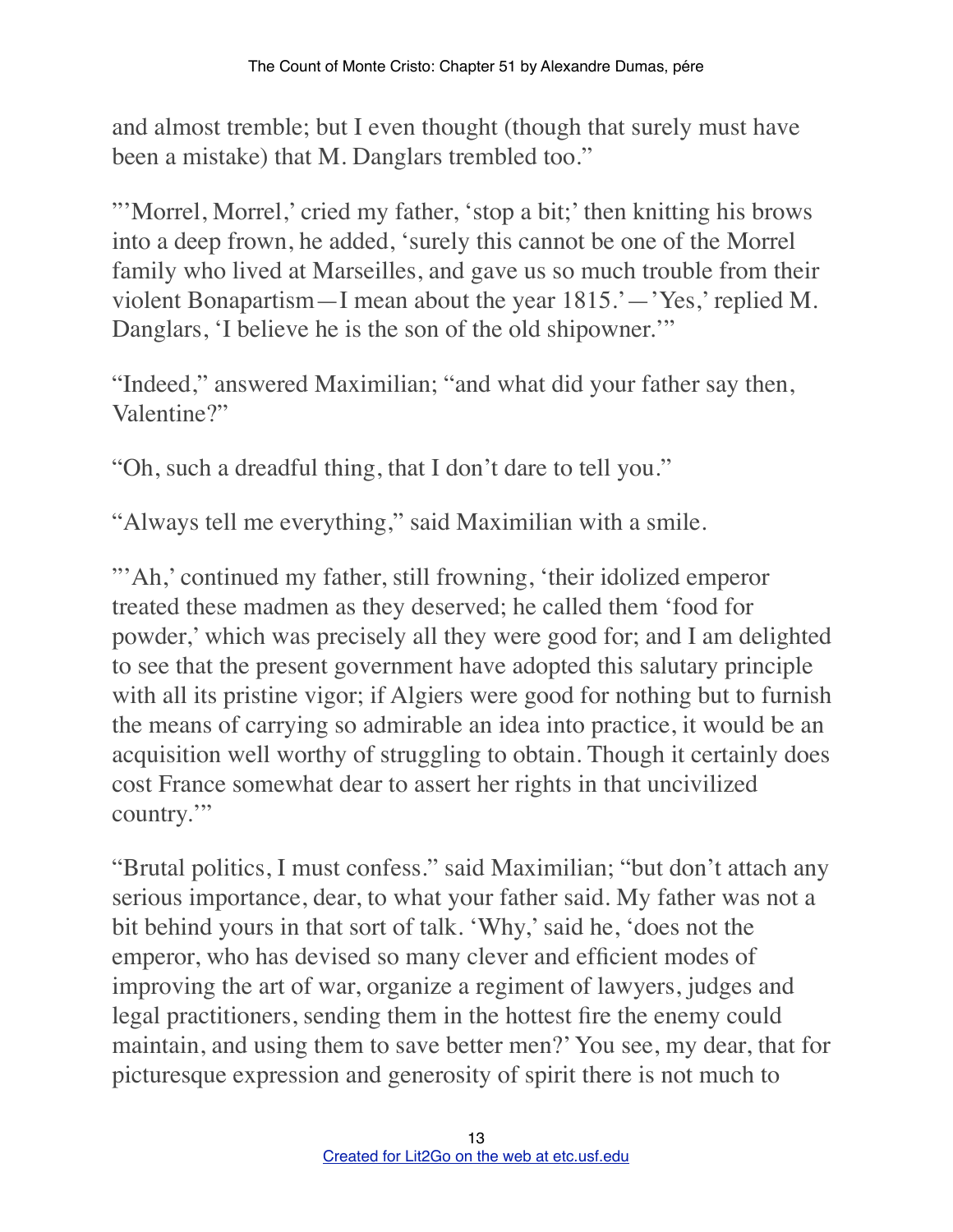and almost tremble; but I even thought (though that surely must have been a mistake) that M. Danglars trembled too."

"'Morrel, Morrel,' cried my father, 'stop a bit;' then knitting his brows into a deep frown, he added, 'surely this cannot be one of the Morrel family who lived at Marseilles, and gave us so much trouble from their violent Bonapartism—I mean about the year 1815.'—'Yes,' replied M. Danglars, 'I believe he is the son of the old shipowner.'"

"Indeed," answered Maximilian; "and what did your father say then, Valentine?"

"Oh, such a dreadful thing, that I don't dare to tell you."

"Always tell me everything," said Maximilian with a smile.

"'Ah,' continued my father, still frowning, 'their idolized emperor treated these madmen as they deserved; he called them 'food for powder,' which was precisely all they were good for; and I am delighted to see that the present government have adopted this salutary principle with all its pristine vigor; if Algiers were good for nothing but to furnish the means of carrying so admirable an idea into practice, it would be an acquisition well worthy of struggling to obtain. Though it certainly does cost France somewhat dear to assert her rights in that uncivilized country.'"

"Brutal politics, I must confess." said Maximilian; "but don't attach any serious importance, dear, to what your father said. My father was not a bit behind yours in that sort of talk. 'Why,' said he, 'does not the emperor, who has devised so many clever and efficient modes of improving the art of war, organize a regiment of lawyers, judges and legal practitioners, sending them in the hottest fire the enemy could maintain, and using them to save better men?' You see, my dear, that for picturesque expression and generosity of spirit there is not much to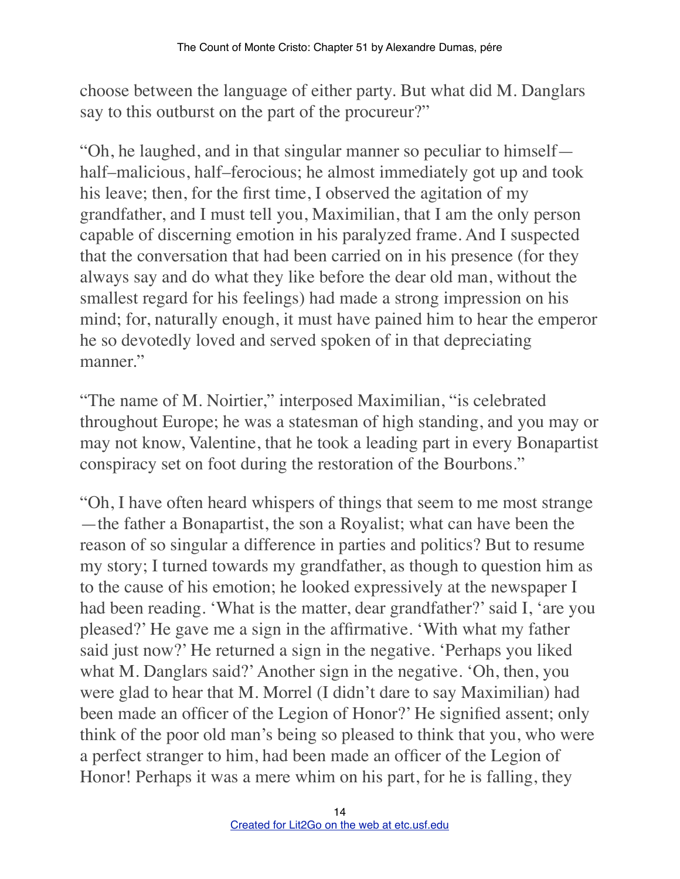choose between the language of either party. But what did M. Danglars say to this outburst on the part of the procureur?"

"Oh, he laughed, and in that singular manner so peculiar to himself—half–malicious, half–ferocious; he almost immediately got up and took his leave; then, for the first time, I observed the agitation of my grandfather, and I must tell you, Maximilian, that I am the only person capable of discerning emotion in his paralyzed frame. And I suspected that the conversation that had been carried on in his presence (for they always say and do what they like before the dear old man, without the smallest regard for his feelings) had made a strong impression on his mind; for, naturally enough, it must have pained him to hear the emperor he so devotedly loved and served spoken of in that depreciating manner."

"The name of M. Noirtier," interposed Maximilian, "is celebrated throughout Europe; he was a statesman of high standing, and you may or may not know, Valentine, that he took a leading part in every Bonapartist conspiracy set on foot during the restoration of the Bourbons."

"Oh, I have often heard whispers of things that seem to me most strange—the father a Bonapartist, the son a Royalist; what can have been the reason of so singular a difference in parties and politics? But to resume my story; I turned towards my grandfather, as though to question him as to the cause of his emotion; he looked expressively at the newspaper I had been reading. 'What is the matter, dear grandfather?' said I, 'are you pleased?' He gave me a sign in the affirmative. 'With what my father said just now?' He returned a sign in the negative. 'Perhaps you liked what M. Danglars said?' Another sign in the negative. 'Oh, then, you were glad to hear that M. Morrel (I didn't dare to say Maximilian) had been made an officer of the Legion of Honor?' He signified assent; only think of the poor old man's being so pleased to think that you, who were a perfect stranger to him, had been made an officer of the Legion of Honor! Perhaps it was a mere whim on his part, for he is falling, they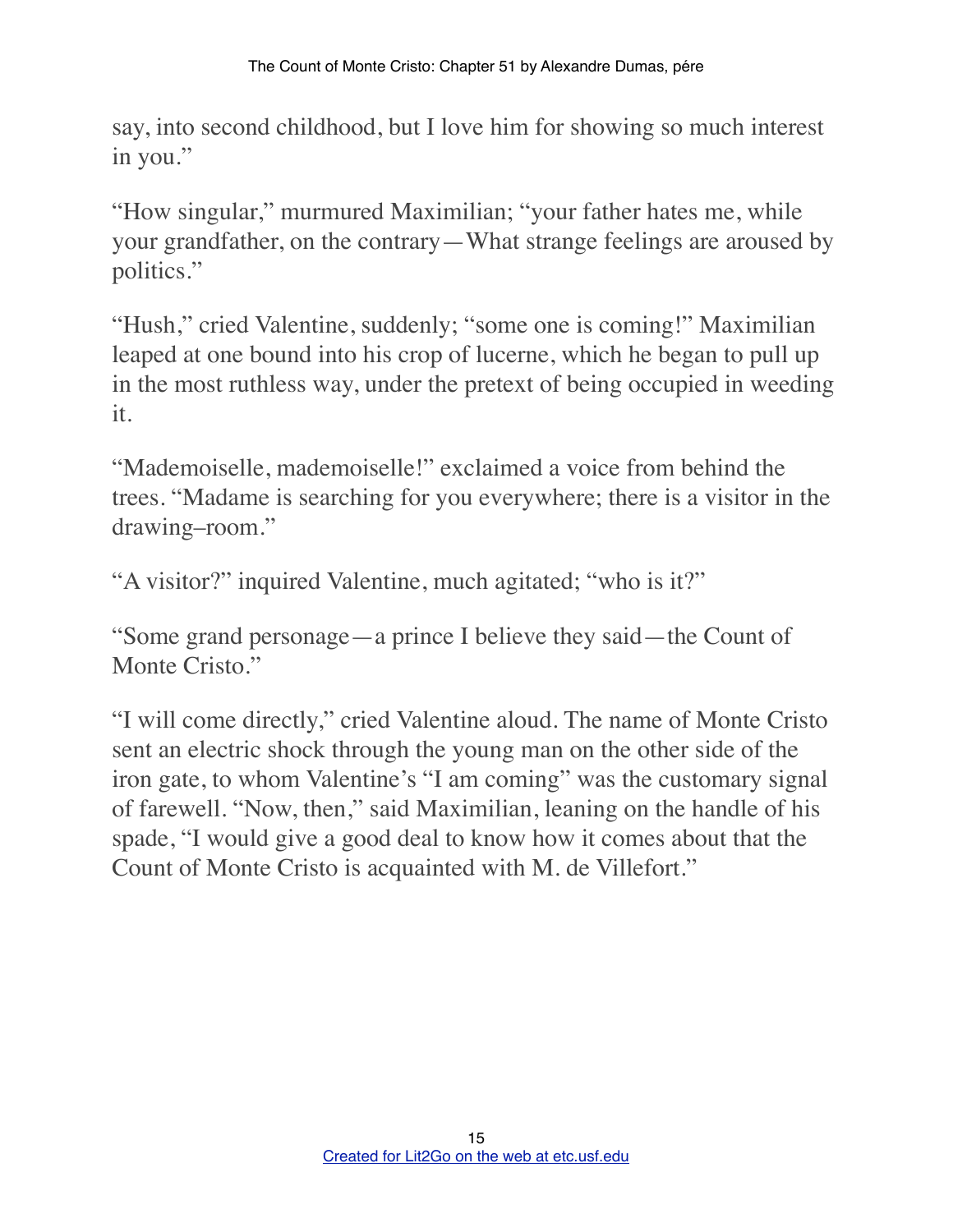say, into second childhood, but I love him for showing so much interest in you."

"How singular," murmured Maximilian; "your father hates me, while your grandfather, on the contrary—What strange feelings are aroused by politics."

"Hush," cried Valentine, suddenly; "some one is coming!" Maximilian leaped at one bound into his crop of lucerne, which he began to pull up in the most ruthless way, under the pretext of being occupied in weeding it.

"Mademoiselle, mademoiselle!" exclaimed a voice from behind the trees. "Madame is searching for you everywhere; there is a visitor in the drawing–room."

"A visitor?" inquired Valentine, much agitated; "who is it?"

"Some grand personage—a prince I believe they said—the Count of Monte Cristo."

"I will come directly," cried Valentine aloud. The name of Monte Cristo sent an electric shock through the young man on the other side of the iron gate, to whom Valentine's "I am coming" was the customary signal of farewell. "Now, then," said Maximilian, leaning on the handle of his spade, "I would give a good deal to know how it comes about that the Count of Monte Cristo is acquainted with M. de Villefort."